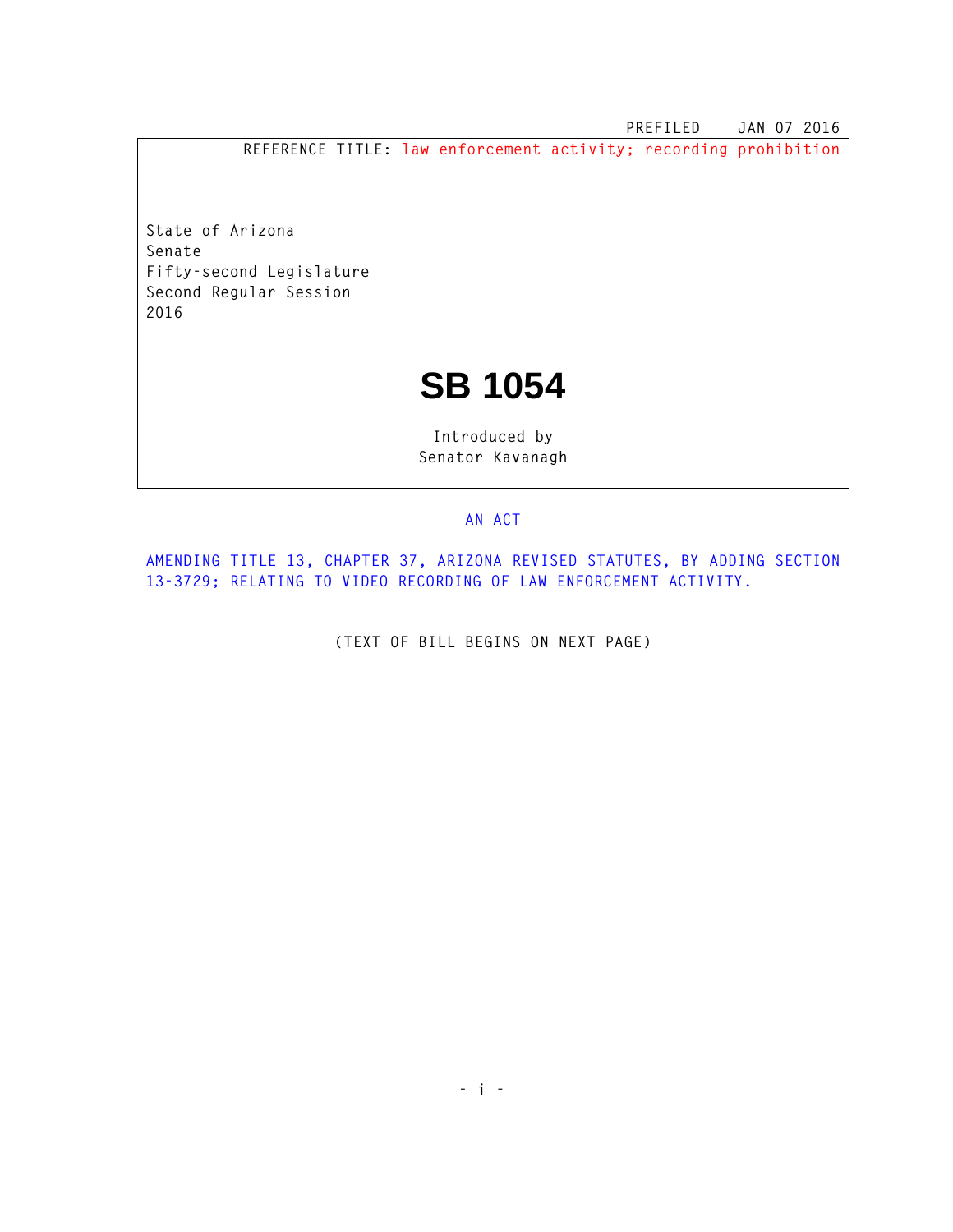PREFILED JAN 07 2016

REFERENCE TITLE: law enforcement activity; recording prohibition

State of Arizona
Senate
Fifty-second Legislature
Second Regular Session
2016

# SB 1054

Introduced by
Senator Kavanagh

AN ACT

AMENDING TITLE 13, CHAPTER 37, ARIZONA REVISED STATUTES, BY ADDING SECTION 13-3729; RELATING TO VIDEO RECORDING OF LAW ENFORCEMENT ACTIVITY.

(TEXT OF BILL BEGINS ON NEXT PAGE)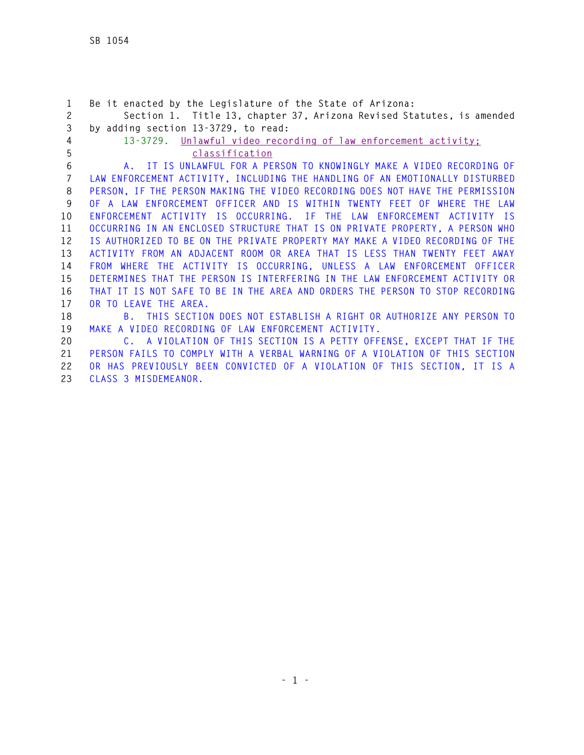Be it enacted by the Legislature of the State of Arizona:

Section 1. Title 13, chapter 37, Arizona Revised Statutes, is amended by adding section 13-3729, to read:

13-3729. Unlawful video recording of law enforcement activity; classification

A. IT IS UNLAWFUL FOR A PERSON TO KNOWINGLY MAKE A VIDEO RECORDING OF LAW ENFORCEMENT ACTIVITY, INCLUDING THE HANDLING OF AN EMOTIONALLY DISTURBED PERSON, IF THE PERSON MAKING THE VIDEO RECORDING DOES NOT HAVE THE PERMISSION OF A LAW ENFORCEMENT OFFICER AND IS WITHIN TWENTY FEET OF WHERE THE LAW ENFORCEMENT ACTIVITY IS OCCURRING. IF THE LAW ENFORCEMENT ACTIVITY IS OCCURRING IN AN ENCLOSED STRUCTURE THAT IS ON PRIVATE PROPERTY, A PERSON WHO IS AUTHORIZED TO BE ON THE PRIVATE PROPERTY MAY MAKE A VIDEO RECORDING OF THE ACTIVITY FROM AN ADJACENT ROOM OR AREA THAT IS LESS THAN TWENTY FEET AWAY FROM WHERE THE ACTIVITY IS OCCURRING, UNLESS A LAW ENFORCEMENT OFFICER DETERMINES THAT THE PERSON IS INTERFERING IN THE LAW ENFORCEMENT ACTIVITY OR THAT IT IS NOT SAFE TO BE IN THE AREA AND ORDERS THE PERSON TO STOP RECORDING OR TO LEAVE THE AREA.

B. THIS SECTION DOES NOT ESTABLISH A RIGHT OR AUTHORIZE ANY PERSON TO MAKE A VIDEO RECORDING OF LAW ENFORCEMENT ACTIVITY.

C. A VIOLATION OF THIS SECTION IS A PETTY OFFENSE, EXCEPT THAT IF THE PERSON FAILS TO COMPLY WITH A VERBAL WARNING OF A VIOLATION OF THIS SECTION OR HAS PREVIOUSLY BEEN CONVICTED OF A VIOLATION OF THIS SECTION, IT IS A CLASS 3 MISDEMEANOR.